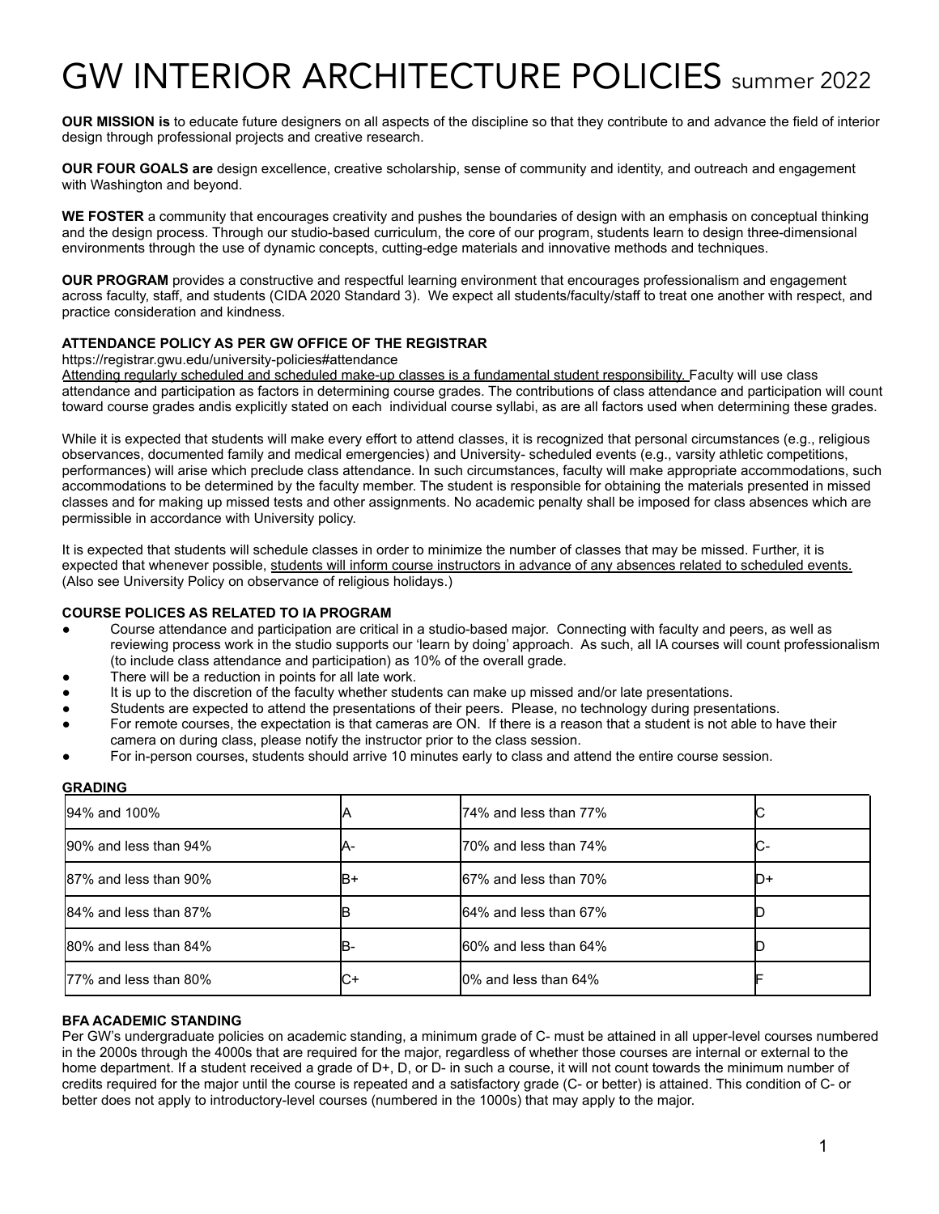# GW INTERIOR ARCHITECTURE POLICIES summer 2022

**OUR MISSION is** to educate future designers on all aspects of the discipline so that they contribute to and advance the field of interior design through professional projects and creative research.

**OUR FOUR GOALS are** design excellence, creative scholarship, sense of community and identity, and outreach and engagement with Washington and beyond.

**WE FOSTER** a community that encourages creativity and pushes the boundaries of design with an emphasis on conceptual thinking and the design process. Through our studio-based curriculum, the core of our program, students learn to design three-dimensional environments through the use of dynamic concepts, cutting-edge materials and innovative methods and techniques.

**OUR PROGRAM** provides a constructive and respectful learning environment that encourages professionalism and engagement across faculty, staff, and students (CIDA 2020 Standard 3). We expect all students/faculty/staff to treat one another with respect, and practice consideration and kindness.

**ATTENDANCE POLICY AS PER GW OFFICE OF THE REGISTRAR**

https://registrar.gwu.edu/university-policies#attendance

<u>Attending regularly scheduled and scheduled make-up classes is a fundamental student responsibility.</u> Faculty will use class attendance and participation as factors in determining course grades. The contributions of class attendance and participation will count toward course grades andis explicitly stated on each individual course syllabi, as are all factors used when determining these grades.

While it is expected that students will make every effort to attend classes, it is recognized that personal circumstances (e.g., religious observances, documented family and medical emergencies) and University- scheduled events (e.g., varsity athletic competitions, performances) will arise which preclude class attendance. In such circumstances, faculty will make appropriate accommodations, such accommodations to be determined by the faculty member. The student is responsible for obtaining the materials presented in missed classes and for making up missed tests and other assignments. No academic penalty shall be imposed for class absences which are permissible in accordance with University policy.

It is expected that students will schedule classes in order to minimize the number of classes that may be missed. Further, it is expected that whenever possible, <u>students will inform course instructors in advance of any absences related to scheduled events.</u> (Also see University Policy on observance of religious holidays.)

**COURSE POLICES AS RELATED TO IA PROGRAM**

- Course attendance and participation are critical in a studio-based major. Connecting with faculty and peers, as well as reviewing process work in the studio supports our 'learn by doing' approach. As such, all IA courses will count professionalism (to include class attendance and participation) as 10% of the overall grade.
- There will be a reduction in points for all late work.
- It is up to the discretion of the faculty whether students can make up missed and/or late presentations.
- Students are expected to attend the presentations of their peers. Please, no technology during presentations.
- For remote courses, the expectation is that cameras are ON. If there is a reason that a student is not able to have their camera on during class, please notify the instructor prior to the class session.
- For in-person courses, students should arrive 10 minutes early to class and attend the entire course session.

**GRADING**

| | | | |
|---|---|---|---|
| 94% and 100% | A | 74% and less than 77% | C |
| 90% and less than 94% | A- | 70% and less than 74% | C- |
| 87% and less than 90% | B+ | 67% and less than 70% | D+ |
| 84% and less than 87% | B | 64% and less than 67% | D |
| 80% and less than 84% | B- | 60% and less than 64% | D |
| 77% and less than 80% | C+ | 0% and less than 64% | F |

**BFA ACADEMIC STANDING**

Per GW's undergraduate policies on academic standing, a minimum grade of C- must be attained in all upper-level courses numbered in the 2000s through the 4000s that are required for the major, regardless of whether those courses are internal or external to the home department. If a student received a grade of D+, D, or D- in such a course, it will not count towards the minimum number of credits required for the major until the course is repeated and a satisfactory grade (C- or better) is attained. This condition of C- or better does not apply to introductory-level courses (numbered in the 1000s) that may apply to the major.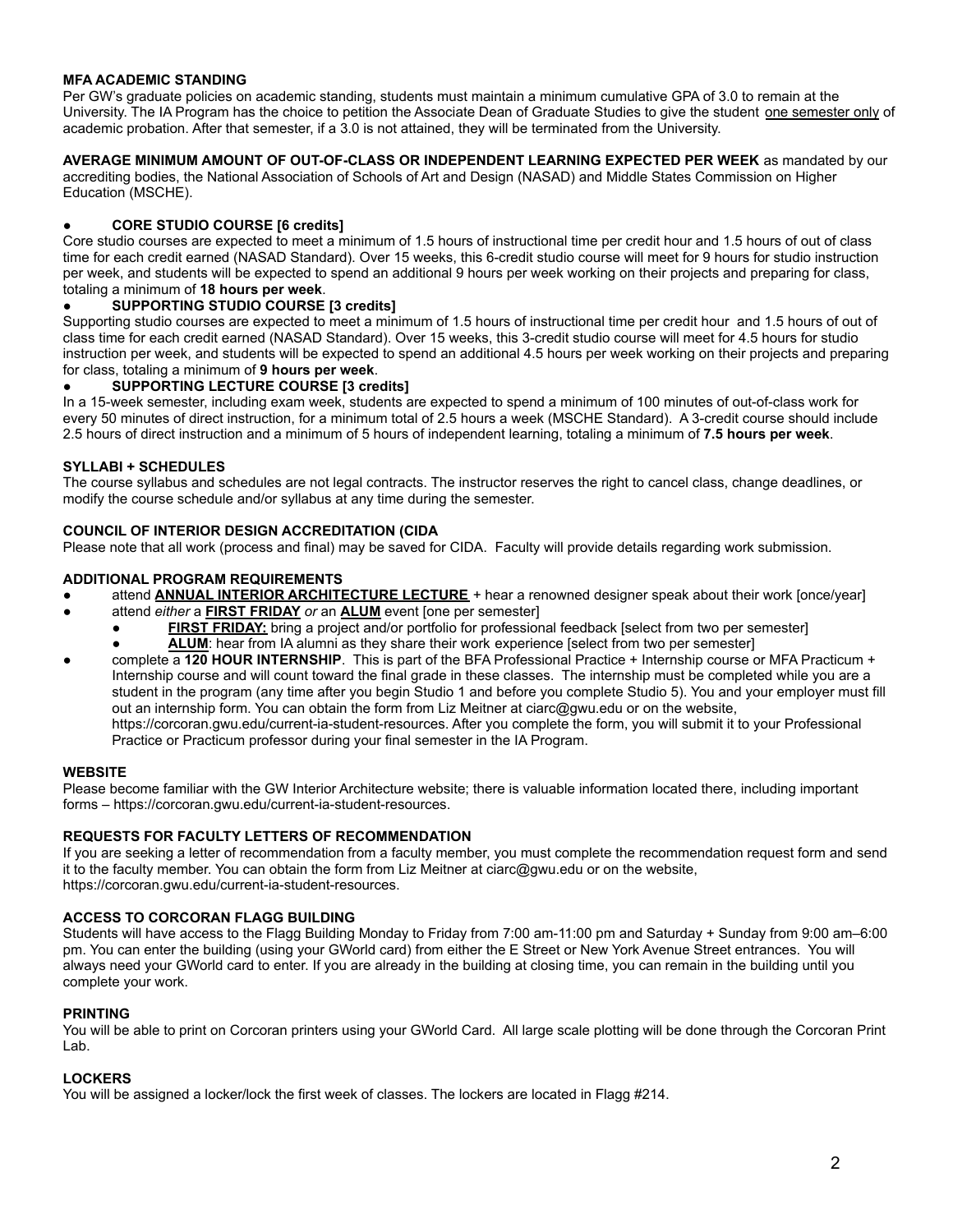**MFA ACADEMIC STANDING**

Per GW's graduate policies on academic standing, students must maintain a minimum cumulative GPA of 3.0 to remain at the University. The IA Program has the choice to petition the Associate Dean of Graduate Studies to give the student one semester only of academic probation. After that semester, if a 3.0 is not attained, they will be terminated from the University.

**AVERAGE MINIMUM AMOUNT OF OUT-OF-CLASS OR INDEPENDENT LEARNING EXPECTED PER WEEK** as mandated by our accrediting bodies, the National Association of Schools of Art and Design (NASAD) and Middle States Commission on Higher Education (MSCHE).

- **CORE STUDIO COURSE [6 credits]**

Core studio courses are expected to meet a minimum of 1.5 hours of instructional time per credit hour and 1.5 hours of out of class time for each credit earned (NASAD Standard). Over 15 weeks, this 6-credit studio course will meet for 9 hours for studio instruction per week, and students will be expected to spend an additional 9 hours per week working on their projects and preparing for class, totaling a minimum of **18 hours per week**.

- **SUPPORTING STUDIO COURSE [3 credits]**

Supporting studio courses are expected to meet a minimum of 1.5 hours of instructional time per credit hour and 1.5 hours of out of class time for each credit earned (NASAD Standard). Over 15 weeks, this 3-credit studio course will meet for 4.5 hours for studio instruction per week, and students will be expected to spend an additional 4.5 hours per week working on their projects and preparing for class, totaling a minimum of **9 hours per week**.

- **SUPPORTING LECTURE COURSE [3 credits]**

In a 15-week semester, including exam week, students are expected to spend a minimum of 100 minutes of out-of-class work for every 50 minutes of direct instruction, for a minimum total of 2.5 hours a week (MSCHE Standard). A 3-credit course should include 2.5 hours of direct instruction and a minimum of 5 hours of independent learning, totaling a minimum of **7.5 hours per week**.

**SYLLABI + SCHEDULES**

The course syllabus and schedules are not legal contracts. The instructor reserves the right to cancel class, change deadlines, or modify the course schedule and/or syllabus at any time during the semester.

**COUNCIL OF INTERIOR DESIGN ACCREDITATION (CIDA**

Please note that all work (process and final) may be saved for CIDA. Faculty will provide details regarding work submission.

**ADDITIONAL PROGRAM REQUIREMENTS**

- attend **ANNUAL INTERIOR ARCHITECTURE LECTURE** + hear a renowned designer speak about their work [once/year]
- attend *either a* **FIRST FRIDAY** *or* an **ALUM** event [one per semester]
  - **FIRST FRIDAY:** bring a project and/or portfolio for professional feedback [select from two per semester]
  - **ALUM**: hear from IA alumni as they share their work experience [select from two per semester]
- complete a **120 HOUR INTERNSHIP**. This is part of the BFA Professional Practice + Internship course or MFA Practicum + Internship course and will count toward the final grade in these classes. The internship must be completed while you are a student in the program (any time after you begin Studio 1 and before you complete Studio 5). You and your employer must fill out an internship form. You can obtain the form from Liz Meitner at ciarc@gwu.edu or on the website, https://corcoran.gwu.edu/current-ia-student-resources. After you complete the form, you will submit it to your Professional Practice or Practicum professor during your final semester in the IA Program.

**WEBSITE**

Please become familiar with the GW Interior Architecture website; there is valuable information located there, including important forms – https://corcoran.gwu.edu/current-ia-student-resources.

**REQUESTS FOR FACULTY LETTERS OF RECOMMENDATION**

If you are seeking a letter of recommendation from a faculty member, you must complete the recommendation request form and send it to the faculty member. You can obtain the form from Liz Meitner at ciarc@gwu.edu or on the website, https://corcoran.gwu.edu/current-ia-student-resources.

**ACCESS TO CORCORAN FLAGG BUILDING**

Students will have access to the Flagg Building Monday to Friday from 7:00 am-11:00 pm and Saturday + Sunday from 9:00 am–6:00 pm. You can enter the building (using your GWorld card) from either the E Street or New York Avenue Street entrances. You will always need your GWorld card to enter. If you are already in the building at closing time, you can remain in the building until you complete your work.

**PRINTING**

You will be able to print on Corcoran printers using your GWorld Card. All large scale plotting will be done through the Corcoran Print Lab.

**LOCKERS**

You will be assigned a locker/lock the first week of classes. The lockers are located in Flagg #214.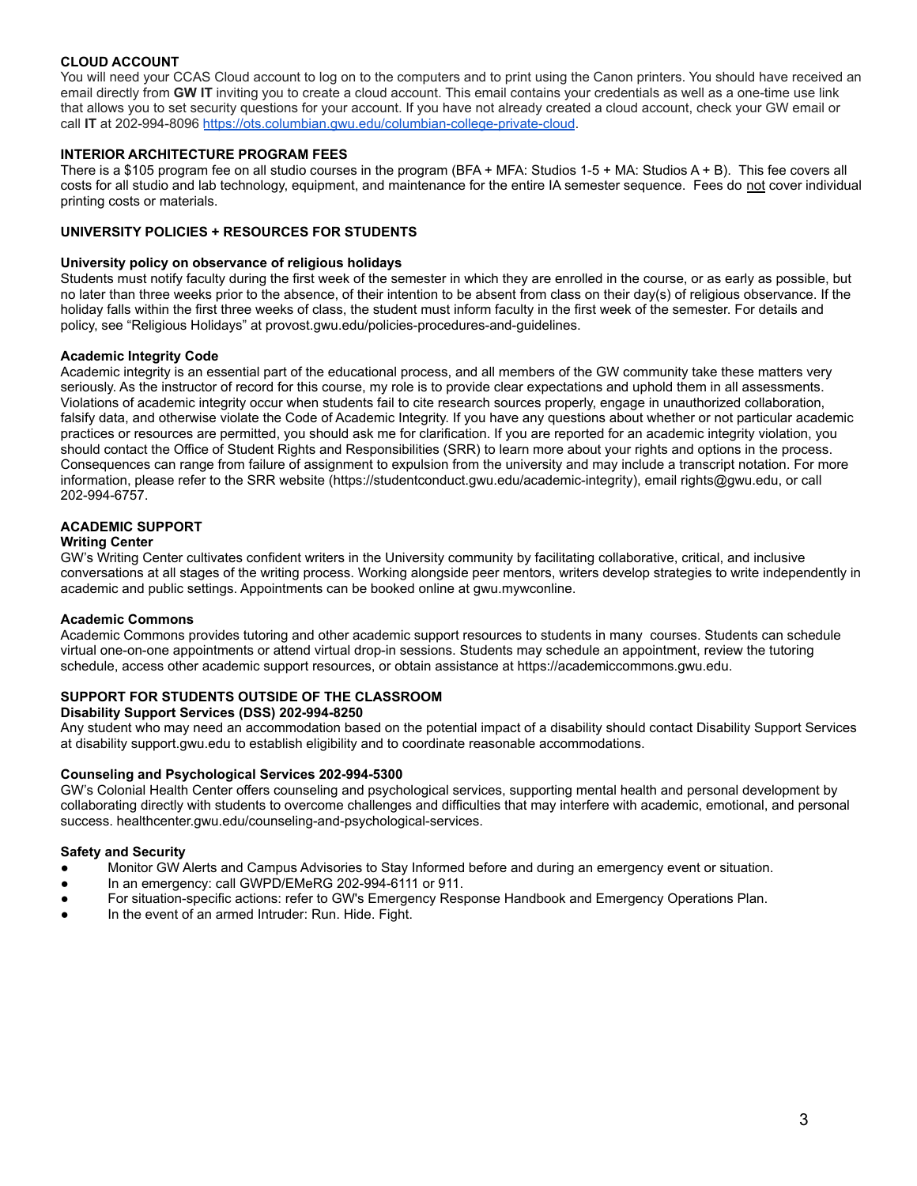**CLOUD ACCOUNT**

You will need your CCAS Cloud account to log on to the computers and to print using the Canon printers. You should have received an email directly from **GW IT** inviting you to create a cloud account. This email contains your credentials as well as a one-time use link that allows you to set security questions for your account. If you have not already created a cloud account, check your GW email or call **IT** at 202-994-8096 https://ots.columbian.gwu.edu/columbian-college-private-cloud.

**INTERIOR ARCHITECTURE PROGRAM FEES**

There is a $105 program fee on all studio courses in the program (BFA + MFA: Studios 1-5 + MA: Studios A + B). This fee covers all costs for all studio and lab technology, equipment, and maintenance for the entire IA semester sequence. Fees do not cover individual printing costs or materials.

**UNIVERSITY POLICIES + RESOURCES FOR STUDENTS**

**University policy on observance of religious holidays**

Students must notify faculty during the first week of the semester in which they are enrolled in the course, or as early as possible, but no later than three weeks prior to the absence, of their intention to be absent from class on their day(s) of religious observance. If the holiday falls within the first three weeks of class, the student must inform faculty in the first week of the semester. For details and policy, see "Religious Holidays" at provost.gwu.edu/policies-procedures-and-guidelines.

**Academic Integrity Code**

Academic integrity is an essential part of the educational process, and all members of the GW community take these matters very seriously. As the instructor of record for this course, my role is to provide clear expectations and uphold them in all assessments. Violations of academic integrity occur when students fail to cite research sources properly, engage in unauthorized collaboration, falsify data, and otherwise violate the Code of Academic Integrity. If you have any questions about whether or not particular academic practices or resources are permitted, you should ask me for clarification. If you are reported for an academic integrity violation, you should contact the Office of Student Rights and Responsibilities (SRR) to learn more about your rights and options in the process. Consequences can range from failure of assignment to expulsion from the university and may include a transcript notation. For more information, please refer to the SRR website (https://studentconduct.gwu.edu/academic-integrity), email rights@gwu.edu, or call 202-994-6757.

**ACADEMIC SUPPORT**

**Writing Center**

GW's Writing Center cultivates confident writers in the University community by facilitating collaborative, critical, and inclusive conversations at all stages of the writing process. Working alongside peer mentors, writers develop strategies to write independently in academic and public settings. Appointments can be booked online at gwu.mywconline.

**Academic Commons**

Academic Commons provides tutoring and other academic support resources to students in many courses. Students can schedule virtual one-on-one appointments or attend virtual drop-in sessions. Students may schedule an appointment, review the tutoring schedule, access other academic support resources, or obtain assistance at https://academiccommons.gwu.edu.

**SUPPORT FOR STUDENTS OUTSIDE OF THE CLASSROOM**

**Disability Support Services (DSS) 202-994-8250**

Any student who may need an accommodation based on the potential impact of a disability should contact Disability Support Services at disability support.gwu.edu to establish eligibility and to coordinate reasonable accommodations.

**Counseling and Psychological Services 202-994-5300**

GW's Colonial Health Center offers counseling and psychological services, supporting mental health and personal development by collaborating directly with students to overcome challenges and difficulties that may interfere with academic, emotional, and personal success. healthcenter.gwu.edu/counseling-and-psychological-services.

**Safety and Security**

- Monitor GW Alerts and Campus Advisories to Stay Informed before and during an emergency event or situation.
- In an emergency: call GWPD/EMeRG 202-994-6111 or 911.
- For situation-specific actions: refer to GW's Emergency Response Handbook and Emergency Operations Plan.
- In the event of an armed Intruder: Run. Hide. Fight.